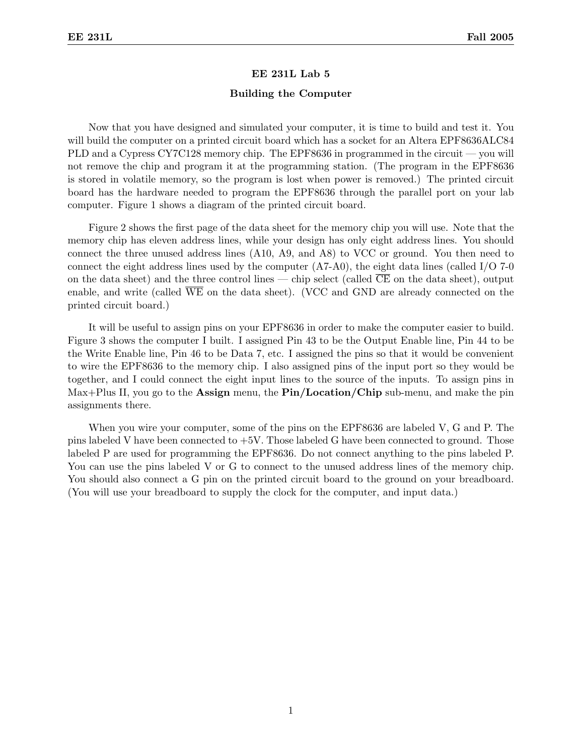# EE 231L Lab 5

## Building the Computer

Now that you have designed and simulated your computer, it is time to build and test it. You will build the computer on a printed circuit board which has a socket for an Altera EPF8636ALC84 PLD and a Cypress CY7C128 memory chip. The EPF8636 in programmed in the circuit — you will not remove the chip and program it at the programming station. (The program in the EPF8636 is stored in volatile memory, so the program is lost when power is removed.) The printed circuit board has the hardware needed to program the EPF8636 through the parallel port on your lab computer. Figure 1 shows a diagram of the printed circuit board.

Figure 2 shows the first page of the data sheet for the memory chip you will use. Note that the memory chip has eleven address lines, while your design has only eight address lines. You should connect the three unused address lines (A10, A9, and A8) to VCC or ground. You then need to connect the eight address lines used by the computer (A7-A0), the eight data lines (called I/O 7-0 on the data sheet) and the three control lines — chip select (called $\overline{\text{CE}}$ on the data sheet), output enable, and write (called $\overline{\text{WE}}$ on the data sheet). (VCC and GND are already connected on the printed circuit board.)

It will be useful to assign pins on your EPF8636 in order to make the computer easier to build. Figure 3 shows the computer I built. I assigned Pin 43 to be the Output Enable line, Pin 44 to be the Write Enable line, Pin 46 to be Data 7, etc. I assigned the pins so that it would be convenient to wire the EPF8636 to the memory chip. I also assigned pins of the input port so they would be together, and I could connect the eight input lines to the source of the inputs. To assign pins in Max+Plus II, you go to the **Assign** menu, the **Pin/Location/Chip** sub-menu, and make the pin assignments there.

When you wire your computer, some of the pins on the EPF8636 are labeled V, G and P. The pins labeled V have been connected to +5V. Those labeled G have been connected to ground. Those labeled P are used for programming the EPF8636. Do not connect anything to the pins labeled P. You can use the pins labeled V or G to connect to the unused address lines of the memory chip. You should also connect a G pin on the printed circuit board to the ground on your breadboard. (You will use your breadboard to supply the clock for the computer, and input data.)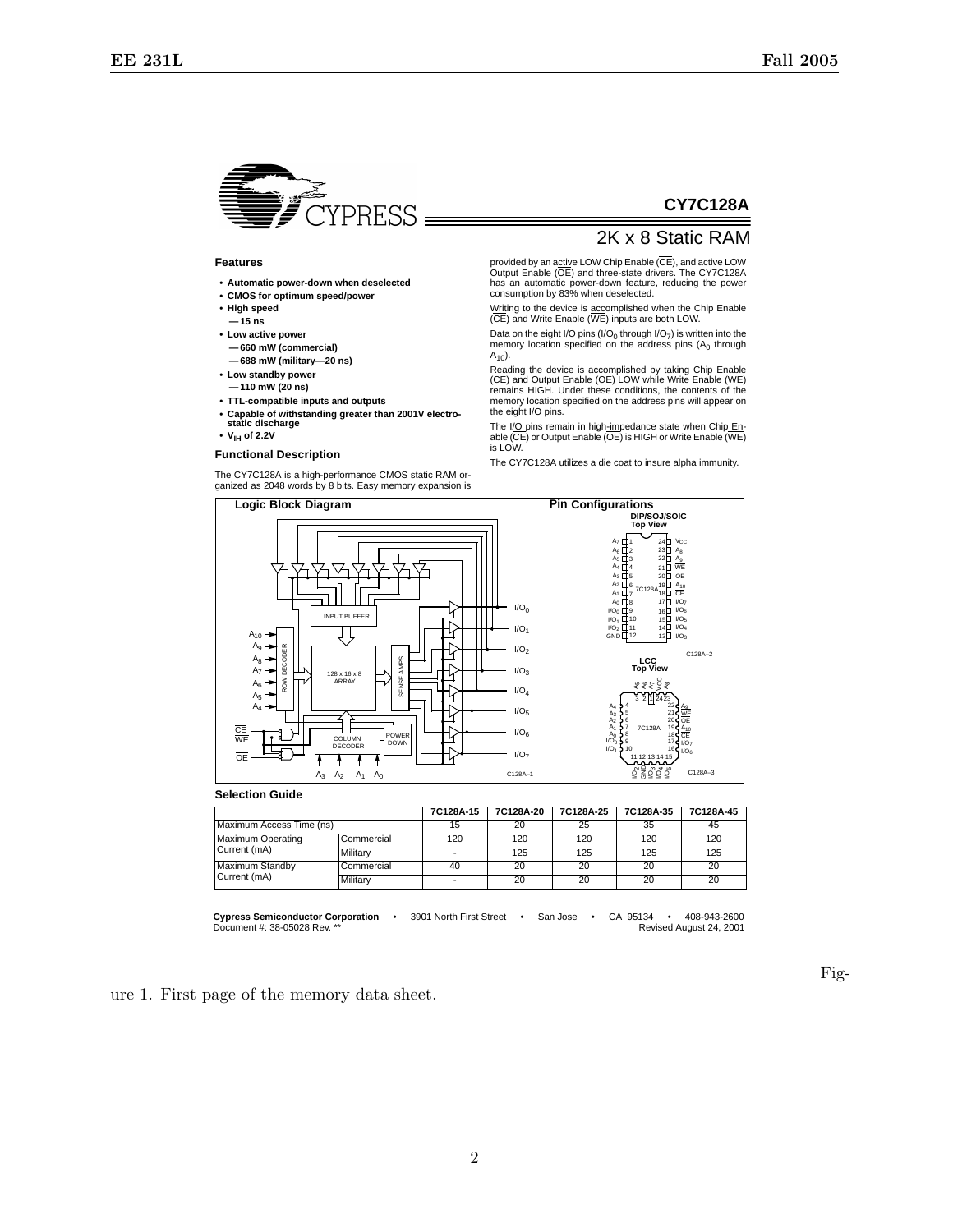# CY7C128A

## 2K x 8 Static RAM

### Features

- **Automatic power-down when deselected**
- **CMOS for optimum speed/power**
- **High speed**
  - **— 15 ns**
- **Low active power**
  - **— 660 mW (commercial)**
  - **— 688 mW (military—20 ns)**
- **Low standby power**
  - **— 110 mW (20 ns)**
- **TTL-compatible inputs and outputs**
- **Capable of withstanding greater than 2001V electrostatic discharge**
- **$V_{IH}$ of 2.2V**

### Functional Description

The CY7C128A is a high-performance CMOS static RAM organized as 2048 words by 8 bits. Easy memory expansion is provided by an active LOW Chip Enable ($\overline{CE}$), and active LOW Output Enable ($\overline{OE}$) and three-state drivers. The CY7C128A has an automatic power-down feature, reducing the power consumption by 83% when deselected.

Writing to the device is accomplished when the Chip Enable ($\overline{CE}$) and Write Enable ($\overline{WE}$) inputs are both LOW.

Data on the eight I/O pins ($I/O_0$ through $I/O_7$) is written into the memory location specified on the address pins ($A_0$ through $A_{10}$).

Reading the device is accomplished by taking Chip Enable ($\overline{CE}$) and Output Enable ($\overline{OE}$) LOW while Write Enable ($\overline{WE}$) remains HIGH. Under these conditions, the contents of the memory location specified on the address pins will appear on the eight I/O pins.

The I/O pins remain in high-impedance state when Chip Enable ($\overline{CE}$) or Output Enable ($\overline{OE}$) is HIGH or Write Enable ($\overline{WE}$) is LOW.

The CY7C128A utilizes a die coat to insure alpha immunity.

### Logic Block Diagram

C128A–1

### Pin Configurations

DIP/SOJ/SOIC Top View

C128A–2

LCC Top View

C128A–3

### Selection Guide

| | | 7C128A-15 | 7C128A-20 | 7C128A-25 | 7C128A-35 | 7C128A-45 |
|---|---|---|---|---|---|---|
| Maximum Access Time (ns) | | 15 | 20 | 25 | 35 | 45 |
| Maximum Operating Current (mA) | Commercial | 120 | 120 | 120 | 120 | 120 |
| | Military | - | 125 | 125 | 125 | 125 |
| Maximum Standby Current (mA) | Commercial | 40 | 20 | 20 | 20 | 20 |
| | Military | - | 20 | 20 | 20 | 20 |

**Cypress Semiconductor Corporation** • 3901 North First Street • San Jose • CA 95134 • 408-943-2600
Document #: 38-05028 Rev. ** Revised August 24, 2001

Figure 1. First page of the memory data sheet.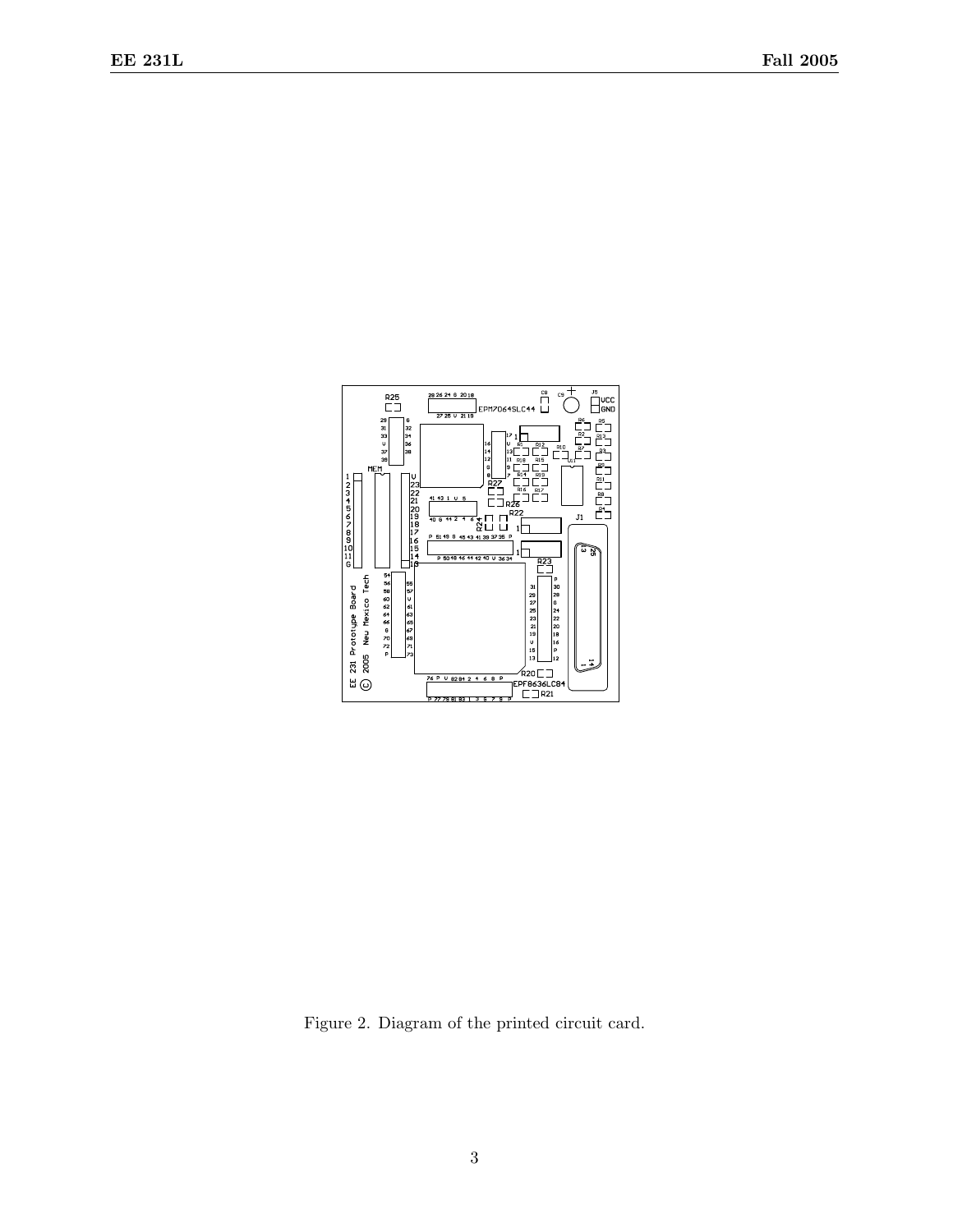Figure 2. Diagram of the printed circuit card.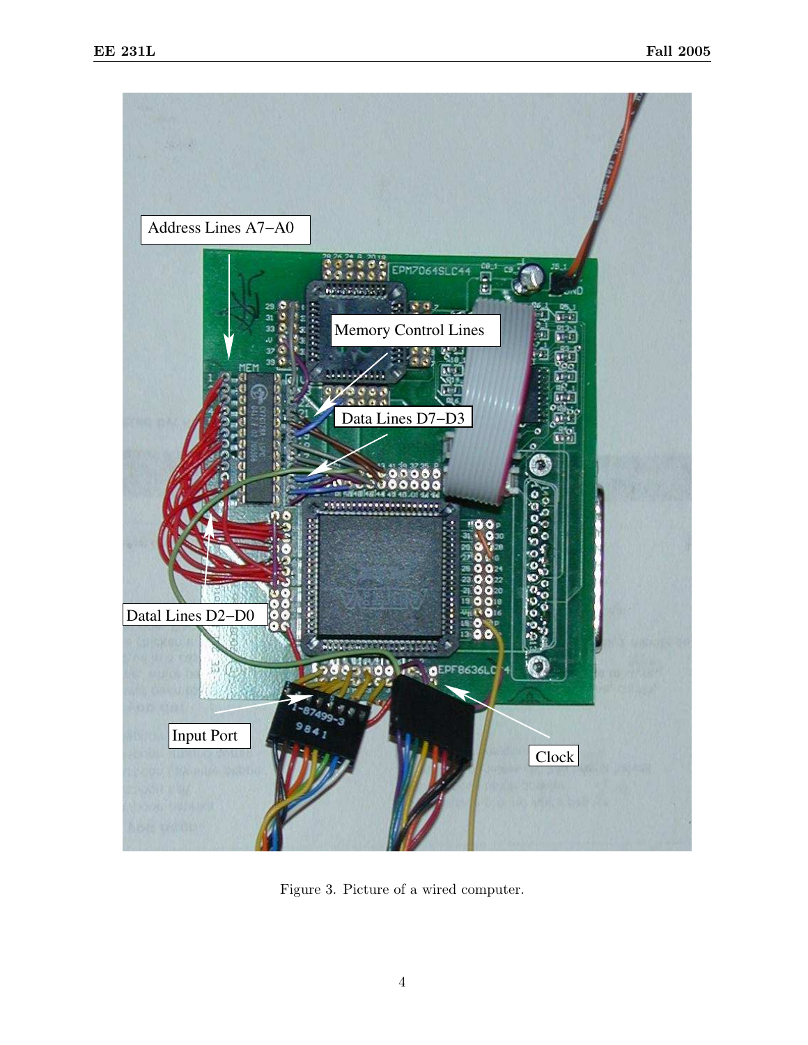Figure 3. Picture of a wired computer.